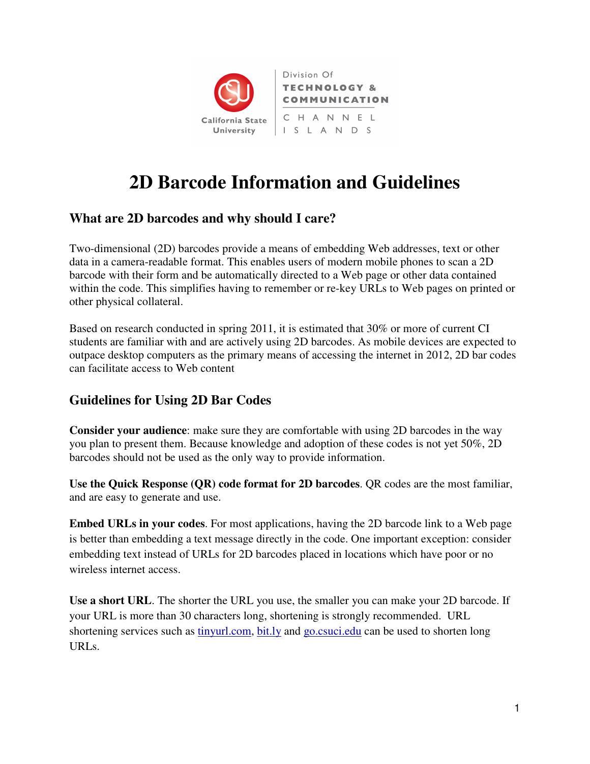California State University

Division Of
TECHNOLOGY & COMMUNICATION
CHANNEL ISLANDS

# 2D Barcode Information and Guidelines

## What are 2D barcodes and why should I care?

Two-dimensional (2D) barcodes provide a means of embedding Web addresses, text or other data in a camera-readable format. This enables users of modern mobile phones to scan a 2D barcode with their form and be automatically directed to a Web page or other data contained within the code. This simplifies having to remember or re-key URLs to Web pages on printed or other physical collateral.

Based on research conducted in spring 2011, it is estimated that 30% or more of current CI students are familiar with and are actively using 2D barcodes. As mobile devices are expected to outpace desktop computers as the primary means of accessing the internet in 2012, 2D bar codes can facilitate access to Web content

## Guidelines for Using 2D Bar Codes

**Consider your audience**: make sure they are comfortable with using 2D barcodes in the way you plan to present them. Because knowledge and adoption of these codes is not yet 50%, 2D barcodes should not be used as the only way to provide information.

**Use the Quick Response (QR) code format for 2D barcodes**. QR codes are the most familiar, and are easy to generate and use.

**Embed URLs in your codes**. For most applications, having the 2D barcode link to a Web page is better than embedding a text message directly in the code. One important exception: consider embedding text instead of URLs for 2D barcodes placed in locations which have poor or no wireless internet access.

**Use a short URL**. The shorter the URL you use, the smaller you can make your 2D barcode. If your URL is more than 30 characters long, shortening is strongly recommended. URL shortening services such as [tinyurl.com](tinyurl.com), [bit.ly](bit.ly) and [go.csuci.edu](go.csuci.edu) can be used to shorten long URLs.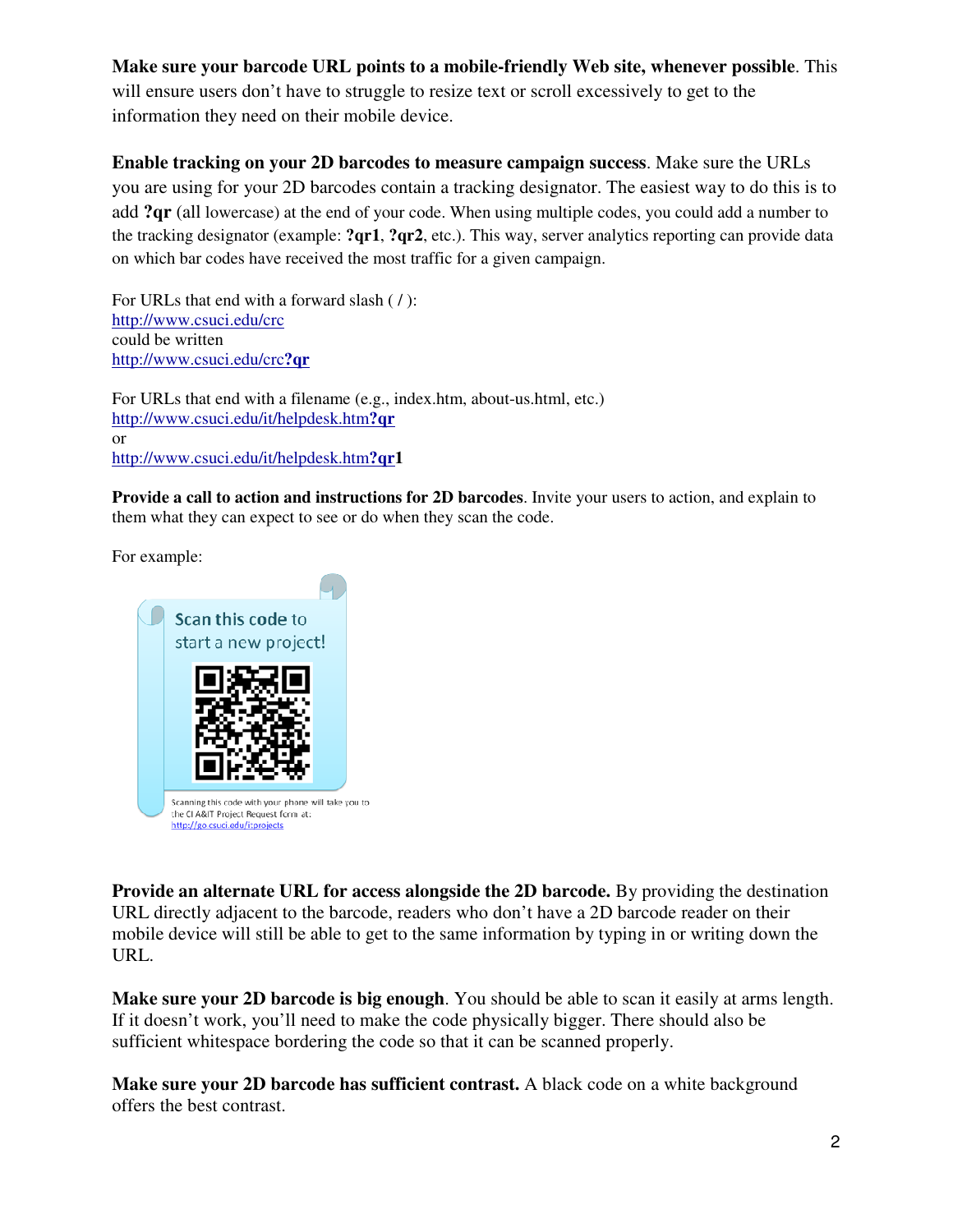**Make sure your barcode URL points to a mobile-friendly Web site, whenever possible**. This will ensure users don't have to struggle to resize text or scroll excessively to get to the information they need on their mobile device.

**Enable tracking on your 2D barcodes to measure campaign success**. Make sure the URLs you are using for your 2D barcodes contain a tracking designator. The easiest way to do this is to add **?qr** (all lowercase) at the end of your code. When using multiple codes, you could add a number to the tracking designator (example: **?qr1**, **?qr2**, etc.). This way, server analytics reporting can provide data on which bar codes have received the most traffic for a given campaign.

For URLs that end with a forward slash ( / ):
http://www.csuci.edu/crc
could be written
http://www.csuci.edu/crc**?qr**

For URLs that end with a filename (e.g., index.htm, about-us.html, etc.)
http://www.csuci.edu/it/helpdesk.htm**?qr**
or
http://www.csuci.edu/it/helpdesk.htm**?qr1**

**Provide a call to action and instructions for 2D barcodes**. Invite your users to action, and explain to them what they can expect to see or do when they scan the code.

For example:

Scan this code to start a new project!

Scanning this code with your phone will take you to the CI A&IT Project Request form at: http://go.csuci.edu/it:projects

**Provide an alternate URL for access alongside the 2D barcode.** By providing the destination URL directly adjacent to the barcode, readers who don't have a 2D barcode reader on their mobile device will still be able to get to the same information by typing in or writing down the URL.

**Make sure your 2D barcode is big enough**. You should be able to scan it easily at arms length. If it doesn't work, you'll need to make the code physically bigger. There should also be sufficient whitespace bordering the code so that it can be scanned properly.

**Make sure your 2D barcode has sufficient contrast.** A black code on a white background offers the best contrast.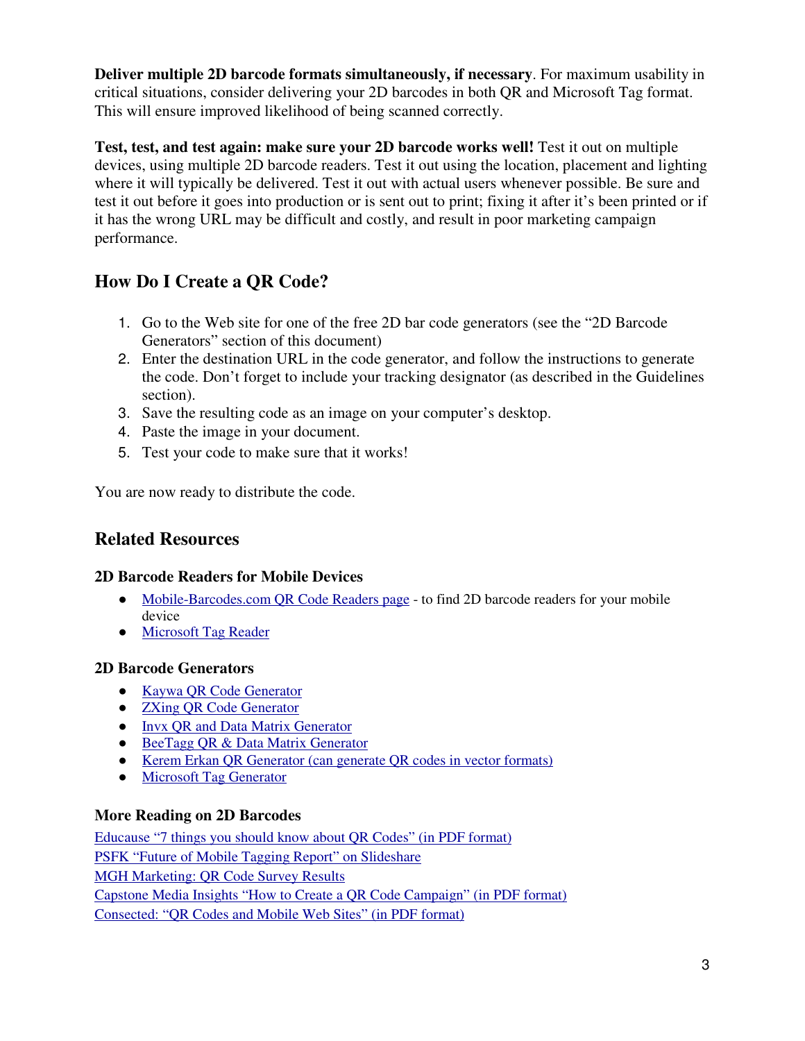**Deliver multiple 2D barcode formats simultaneously, if necessary**. For maximum usability in critical situations, consider delivering your 2D barcodes in both QR and Microsoft Tag format. This will ensure improved likelihood of being scanned correctly.

**Test, test, and test again: make sure your 2D barcode works well!** Test it out on multiple devices, using multiple 2D barcode readers. Test it out using the location, placement and lighting where it will typically be delivered. Test it out with actual users whenever possible. Be sure and test it out before it goes into production or is sent out to print; fixing it after it's been printed or if it has the wrong URL may be difficult and costly, and result in poor marketing campaign performance.

## How Do I Create a QR Code?

1. Go to the Web site for one of the free 2D bar code generators (see the "2D Barcode Generators" section of this document)
2. Enter the destination URL in the code generator, and follow the instructions to generate the code. Don't forget to include your tracking designator (as described in the Guidelines section).
3. Save the resulting code as an image on your computer's desktop.
4. Paste the image in your document.
5. Test your code to make sure that it works!

You are now ready to distribute the code.

## Related Resources

### 2D Barcode Readers for Mobile Devices

- Mobile-Barcodes.com QR Code Readers page - to find 2D barcode readers for your mobile device
- Microsoft Tag Reader

### 2D Barcode Generators

- Kaywa QR Code Generator
- ZXing QR Code Generator
- Invx QR and Data Matrix Generator
- BeeTagg QR & Data Matrix Generator
- Kerem Erkan QR Generator (can generate QR codes in vector formats)
- Microsoft Tag Generator

### More Reading on 2D Barcodes

Educause "7 things you should know about QR Codes" (in PDF format)
PSFK "Future of Mobile Tagging Report" on Slideshare
MGH Marketing: QR Code Survey Results
Capstone Media Insights "How to Create a QR Code Campaign" (in PDF format)
Consected: "QR Codes and Mobile Web Sites" (in PDF format)